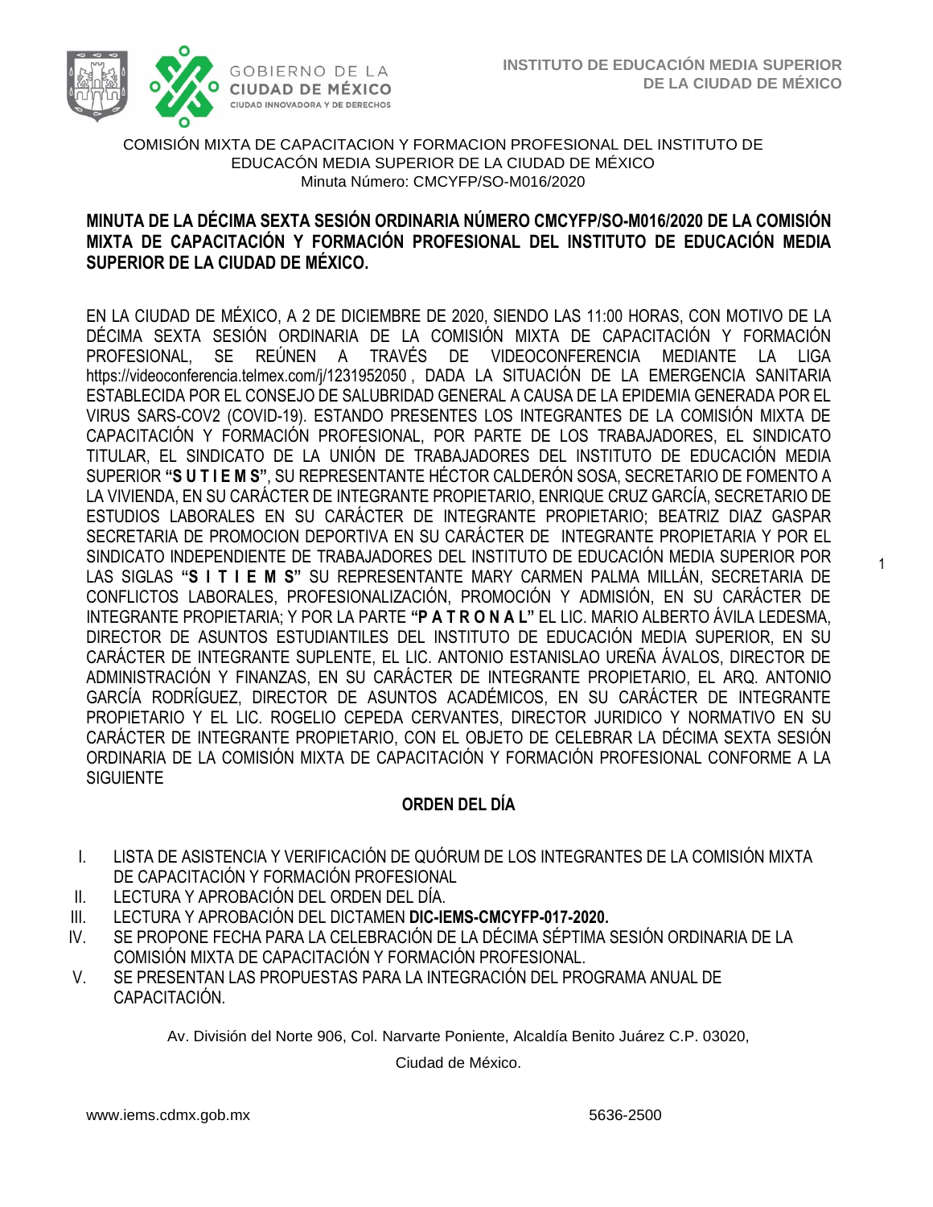INSTITUTO DE EDUCACIÓN MEDIA SUPERIOR
DE LA CIUDAD DE MÉXICO

COMISIÓN MIXTA DE CAPACITACION Y FORMACION PROFESIONAL DEL INSTITUTO DE EDUCACÓN MEDIA SUPERIOR DE LA CIUDAD DE MÉXICO
Minuta Número: CMCYFP/SO-M016/2020

**MINUTA DE LA DÉCIMA SEXTA SESIÓN ORDINARIA NÚMERO CMCYFP/SO-M016/2020 DE LA COMISIÓN MIXTA DE CAPACITACIÓN Y FORMACIÓN PROFESIONAL DEL INSTITUTO DE EDUCACIÓN MEDIA SUPERIOR DE LA CIUDAD DE MÉXICO.**

EN LA CIUDAD DE MÉXICO, A 2 DE DICIEMBRE DE 2020, SIENDO LAS 11:00 HORAS, CON MOTIVO DE LA DÉCIMA SEXTA SESIÓN ORDINARIA DE LA COMISIÓN MIXTA DE CAPACITACIÓN Y FORMACIÓN PROFESIONAL, SE REÚNEN A TRAVÉS DE VIDEOCONFERENCIA MEDIANTE LA LIGA https://videoconferencia.telmex.com/j/1231952050 , DADA LA SITUACIÓN DE LA EMERGENCIA SANITARIA ESTABLECIDA POR EL CONSEJO DE SALUBRIDAD GENERAL A CAUSA DE LA EPIDEMIA GENERADA POR EL VIRUS SARS-COV2 (COVID-19). ESTANDO PRESENTES LOS INTEGRANTES DE LA COMISIÓN MIXTA DE CAPACITACIÓN Y FORMACIÓN PROFESIONAL, POR PARTE DE LOS TRABAJADORES, EL SINDICATO TITULAR, EL SINDICATO DE LA UNIÓN DE TRABAJADORES DEL INSTITUTO DE EDUCACIÓN MEDIA SUPERIOR **"S U T I E M S"**, SU REPRESENTANTE HÉCTOR CALDERÓN SOSA, SECRETARIO DE FOMENTO A LA VIVIENDA, EN SU CARÁCTER DE INTEGRANTE PROPIETARIO, ENRIQUE CRUZ GARCÍA, SECRETARIO DE ESTUDIOS LABORALES EN SU CARÁCTER DE INTEGRANTE PROPIETARIO; BEATRIZ DIAZ GASPAR SECRETARIA DE PROMOCION DEPORTIVA EN SU CARÁCTER DE INTEGRANTE PROPIETARIA Y POR EL SINDICATO INDEPENDIENTE DE TRABAJADORES DEL INSTITUTO DE EDUCACIÓN MEDIA SUPERIOR POR LAS SIGLAS **"S I T I E M S"** SU REPRESENTANTE MARY CARMEN PALMA MILLÁN, SECRETARIA DE CONFLICTOS LABORALES, PROFESIONALIZACIÓN, PROMOCIÓN Y ADMISIÓN, EN SU CARÁCTER DE INTEGRANTE PROPIETARIA; Y POR LA PARTE **"P A T R O N A L"** EL LIC. MARIO ALBERTO ÁVILA LEDESMA, DIRECTOR DE ASUNTOS ESTUDIANTILES DEL INSTITUTO DE EDUCACIÓN MEDIA SUPERIOR, EN SU CARÁCTER DE INTEGRANTE SUPLENTE, EL LIC. ANTONIO ESTANISLAO UREÑA ÁVALOS, DIRECTOR DE ADMINISTRACIÓN Y FINANZAS, EN SU CARÁCTER DE INTEGRANTE PROPIETARIO, EL ARQ. ANTONIO GARCÍA RODRÍGUEZ, DIRECTOR DE ASUNTOS ACADÉMICOS, EN SU CARÁCTER DE INTEGRANTE PROPIETARIO Y EL LIC. ROGELIO CEPEDA CERVANTES, DIRECTOR JURIDICO Y NORMATIVO EN SU CARÁCTER DE INTEGRANTE PROPIETARIO, CON EL OBJETO DE CELEBRAR LA DÉCIMA SEXTA SESIÓN ORDINARIA DE LA COMISIÓN MIXTA DE CAPACITACIÓN Y FORMACIÓN PROFESIONAL CONFORME A LA SIGUIENTE

**ORDEN DEL DÍA**

I. LISTA DE ASISTENCIA Y VERIFICACIÓN DE QUÓRUM DE LOS INTEGRANTES DE LA COMISIÓN MIXTA DE CAPACITACIÓN Y FORMACIÓN PROFESIONAL
II. LECTURA Y APROBACIÓN DEL ORDEN DEL DÍA.
III. LECTURA Y APROBACIÓN DEL DICTAMEN **DIC-IEMS-CMCYFP-017-2020.**
IV. SE PROPONE FECHA PARA LA CELEBRACIÓN DE LA DÉCIMA SÉPTIMA SESIÓN ORDINARIA DE LA COMISIÓN MIXTA DE CAPACITACIÓN Y FORMACIÓN PROFESIONAL.
V. SE PRESENTAN LAS PROPUESTAS PARA LA INTEGRACIÓN DEL PROGRAMA ANUAL DE CAPACITACIÓN.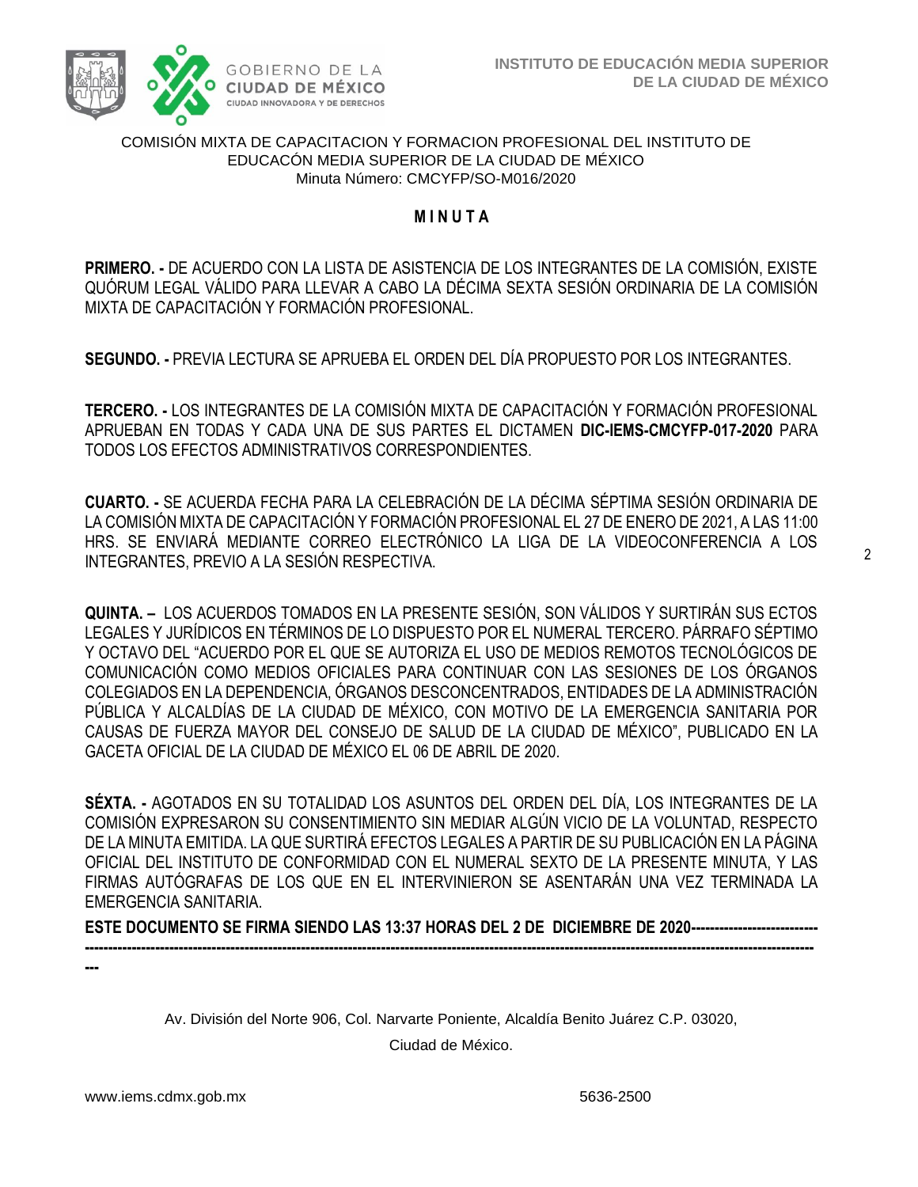COMISIÓN MIXTA DE CAPACITACION Y FORMACION PROFESIONAL DEL INSTITUTO DE EDUCACÓN MEDIA SUPERIOR DE LA CIUDAD DE MÉXICO
Minuta Número: CMCYFP/SO-M016/2020

# M I N U T A

**PRIMERO. -** DE ACUERDO CON LA LISTA DE ASISTENCIA DE LOS INTEGRANTES DE LA COMISIÓN, EXISTE QUÓRUM LEGAL VÁLIDO PARA LLEVAR A CABO LA DÉCIMA SEXTA SESIÓN ORDINARIA DE LA COMISIÓN MIXTA DE CAPACITACIÓN Y FORMACIÓN PROFESIONAL.

**SEGUNDO. -** PREVIA LECTURA SE APRUEBA EL ORDEN DEL DÍA PROPUESTO POR LOS INTEGRANTES.

**TERCERO. -** LOS INTEGRANTES DE LA COMISIÓN MIXTA DE CAPACITACIÓN Y FORMACIÓN PROFESIONAL APRUEBAN EN TODAS Y CADA UNA DE SUS PARTES EL DICTAMEN **DIC-IEMS-CMCYFP-017-2020** PARA TODOS LOS EFECTOS ADMINISTRATIVOS CORRESPONDIENTES.

**CUARTO. -** SE ACUERDA FECHA PARA LA CELEBRACIÓN DE LA DÉCIMA SÉPTIMA SESIÓN ORDINARIA DE LA COMISIÓN MIXTA DE CAPACITACIÓN Y FORMACIÓN PROFESIONAL EL 27 DE ENERO DE 2021, A LAS 11:00 HRS. SE ENVIARÁ MEDIANTE CORREO ELECTRÓNICO LA LIGA DE LA VIDEOCONFERENCIA A LOS INTEGRANTES, PREVIO A LA SESIÓN RESPECTIVA.

**QUINTA. –** LOS ACUERDOS TOMADOS EN LA PRESENTE SESIÓN, SON VÁLIDOS Y SURTIRÁN SUS ECTOS LEGALES Y JURÍDICOS EN TÉRMINOS DE LO DISPUESTO POR EL NUMERAL TERCERO. PÁRRAFO SÉPTIMO Y OCTAVO DEL "ACUERDO POR EL QUE SE AUTORIZA EL USO DE MEDIOS REMOTOS TECNOLÓGICOS DE COMUNICACIÓN COMO MEDIOS OFICIALES PARA CONTINUAR CON LAS SESIONES DE LOS ÓRGANOS COLEGIADOS EN LA DEPENDENCIA, ÓRGANOS DESCONCENTRADOS, ENTIDADES DE LA ADMINISTRACIÓN PÚBLICA Y ALCALDÍAS DE LA CIUDAD DE MÉXICO, CON MOTIVO DE LA EMERGENCIA SANITARIA POR CAUSAS DE FUERZA MAYOR DEL CONSEJO DE SALUD DE LA CIUDAD DE MÉXICO", PUBLICADO EN LA GACETA OFICIAL DE LA CIUDAD DE MÉXICO EL 06 DE ABRIL DE 2020.

**SÉXTA. -** AGOTADOS EN SU TOTALIDAD LOS ASUNTOS DEL ORDEN DEL DÍA, LOS INTEGRANTES DE LA COMISIÓN EXPRESARON SU CONSENTIMIENTO SIN MEDIAR ALGÚN VICIO DE LA VOLUNTAD, RESPECTO DE LA MINUTA EMITIDA. LA QUE SURTIRÁ EFECTOS LEGALES A PARTIR DE SU PUBLICACIÓN EN LA PÁGINA OFICIAL DEL INSTITUTO DE CONFORMIDAD CON EL NUMERAL SEXTO DE LA PRESENTE MINUTA, Y LAS FIRMAS AUTÓGRAFAS DE LOS QUE EN EL INTERVINIERON SE ASENTARÁN UNA VEZ TERMINADA LA EMERGENCIA SANITARIA.

**ESTE DOCUMENTO SE FIRMA SIENDO LAS 13:37 HORAS DEL 2 DE DICIEMBRE DE 2020-----------------------------------------------------------------------------------------------------------------------------------------------------------------------------------**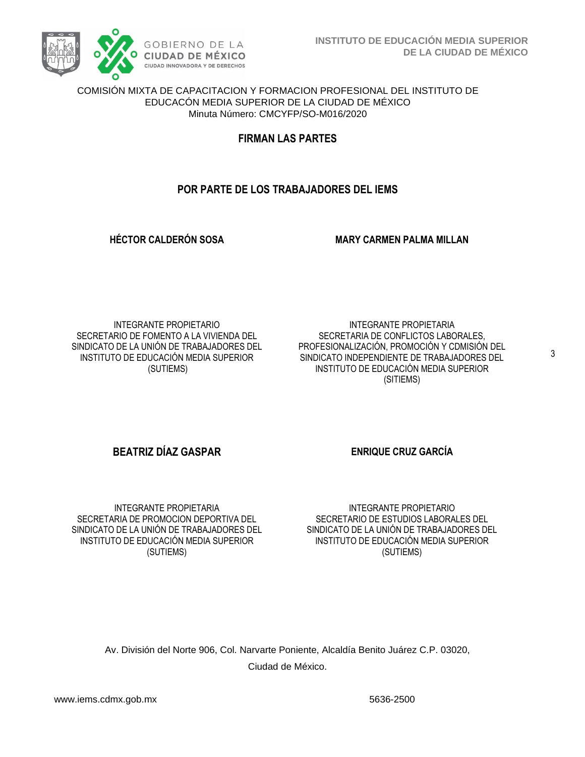COMISIÓN MIXTA DE CAPACITACION Y FORMACION PROFESIONAL DEL INSTITUTO DE EDUCACÓN MEDIA SUPERIOR DE LA CIUDAD DE MÉXICO
Minuta Número: CMCYFP/SO-M016/2020

## FIRMAN LAS PARTES

## POR PARTE DE LOS TRABAJADORES DEL IEMS

**HÉCTOR CALDERÓN SOSA**

INTEGRANTE PROPIETARIO
SECRETARIO DE FOMENTO A LA VIVIENDA DEL SINDICATO DE LA UNIÓN DE TRABAJADORES DEL INSTITUTO DE EDUCACIÓN MEDIA SUPERIOR (SUTIEMS)

**MARY CARMEN PALMA MILLAN**

INTEGRANTE PROPIETARIA
SECRETARIA DE CONFLICTOS LABORALES, PROFESIONALIZACIÓN, PROMOCIÓN Y CDMISIÓN DEL SINDICATO INDEPENDIENTE DE TRABAJADORES DEL INSTITUTO DE EDUCACIÓN MEDIA SUPERIOR (SITIEMS)

**BEATRIZ DÍAZ GASPAR**

INTEGRANTE PROPIETARIA
SECRETARIA DE PROMOCION DEPORTIVA DEL SINDICATO DE LA UNIÓN DE TRABAJADORES DEL INSTITUTO DE EDUCACIÓN MEDIA SUPERIOR (SUTIEMS)

**ENRIQUE CRUZ GARCÍA**

INTEGRANTE PROPIETARIO
SECRETARIO DE ESTUDIOS LABORALES DEL SINDICATO DE LA UNIÓN DE TRABAJADORES DEL INSTITUTO DE EDUCACIÓN MEDIA SUPERIOR (SUTIEMS)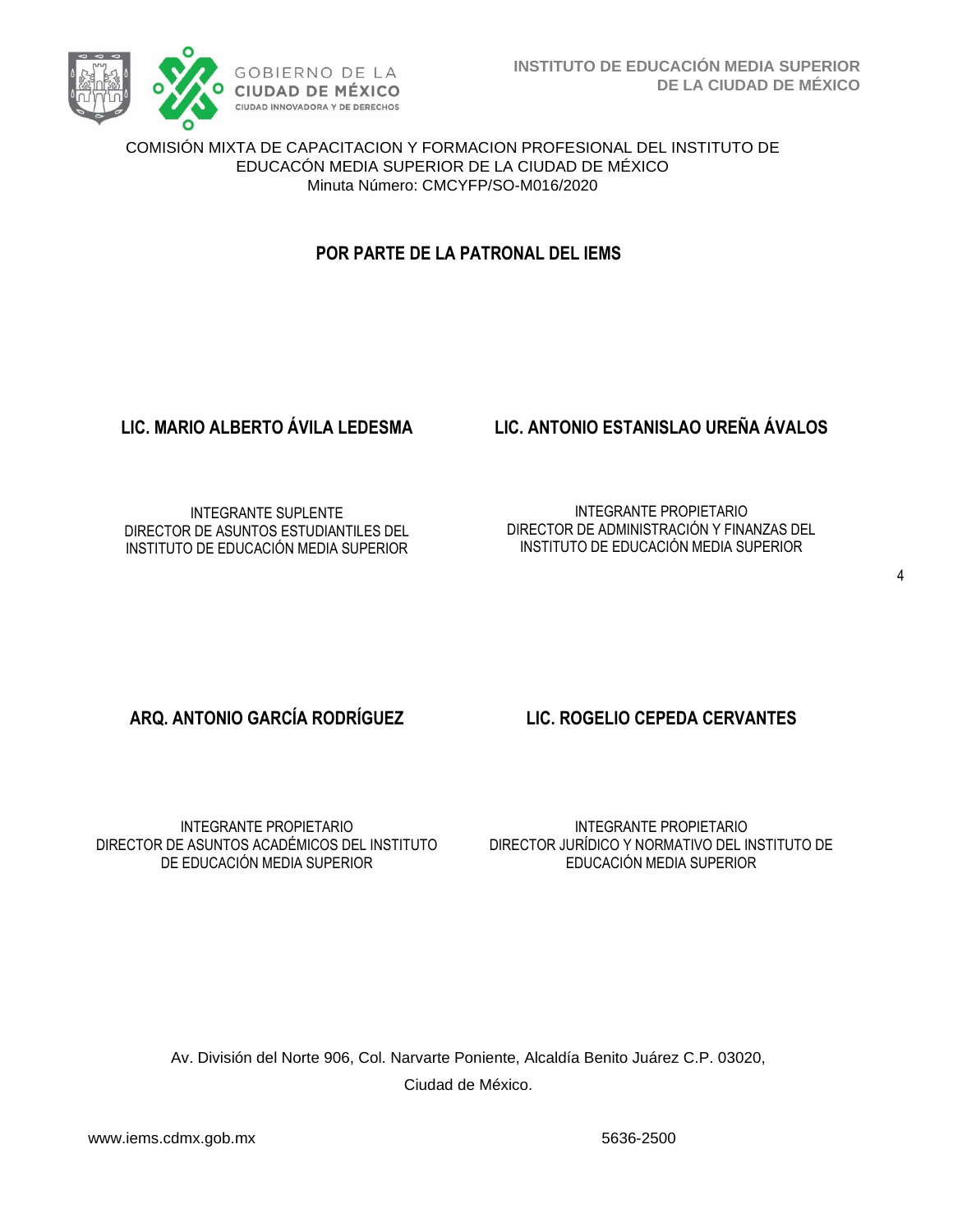COMISIÓN MIXTA DE CAPACITACION Y FORMACION PROFESIONAL DEL INSTITUTO DE EDUCACÓN MEDIA SUPERIOR DE LA CIUDAD DE MÉXICO
Minuta Número: CMCYFP/SO-M016/2020

**POR PARTE DE LA PATRONAL DEL IEMS**

**LIC. MARIO ALBERTO ÁVILA LEDESMA**

INTEGRANTE SUPLENTE
DIRECTOR DE ASUNTOS ESTUDIANTILES DEL INSTITUTO DE EDUCACIÓN MEDIA SUPERIOR

**LIC. ANTONIO ESTANISLAO UREÑA ÁVALOS**

INTEGRANTE PROPIETARIO
DIRECTOR DE ADMINISTRACIÓN Y FINANZAS DEL INSTITUTO DE EDUCACIÓN MEDIA SUPERIOR

**ARQ. ANTONIO GARCÍA RODRÍGUEZ**

INTEGRANTE PROPIETARIO
DIRECTOR DE ASUNTOS ACADÉMICOS DEL INSTITUTO DE EDUCACIÓN MEDIA SUPERIOR

**LIC. ROGELIO CEPEDA CERVANTES**

INTEGRANTE PROPIETARIO
DIRECTOR JURÍDICO Y NORMATIVO DEL INSTITUTO DE EDUCACIÓN MEDIA SUPERIOR